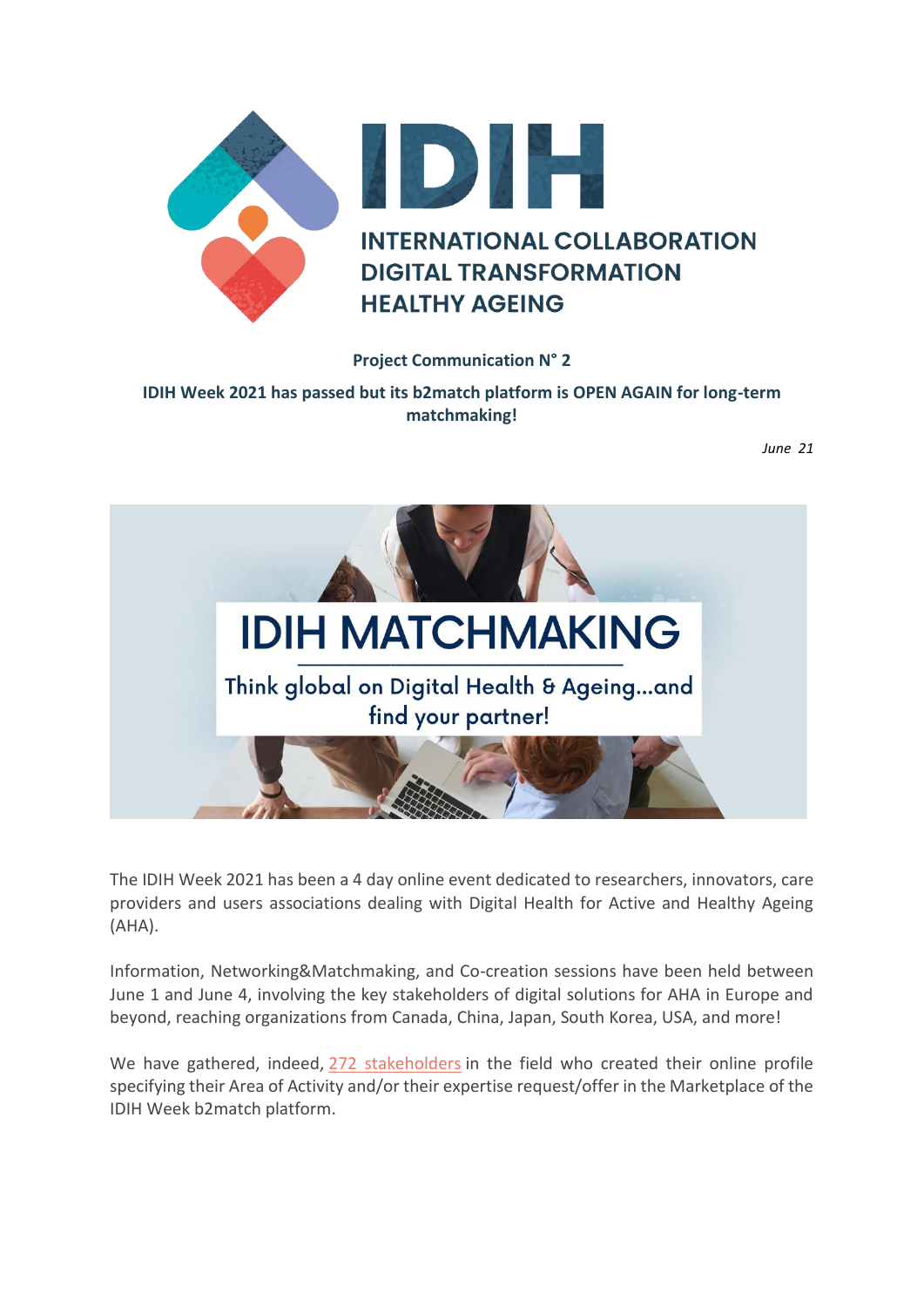# IDIH

INTERNATIONAL COLLABORATION
DIGITAL TRANSFORMATION
HEALTHY AGEING

**Project Communication N° 2**

**IDIH Week 2021 has passed but its b2match platform is OPEN AGAIN for long-term matchmaking!**

*June 21*

IDIH MATCHMAKING

Think global on Digital Health & Ageing...and find your partner!

The IDIH Week 2021 has been a 4 day online event dedicated to researchers, innovators, care providers and users associations dealing with Digital Health for Active and Healthy Ageing (AHA).

Information, Networking&Matchmaking, and Co-creation sessions have been held between June 1 and June 4, involving the key stakeholders of digital solutions for AHA in Europe and beyond, reaching organizations from Canada, China, Japan, South Korea, USA, and more!

We have gathered, indeed, 272 stakeholders in the field who created their online profile specifying their Area of Activity and/or their expertise request/offer in the Marketplace of the IDIH Week b2match platform.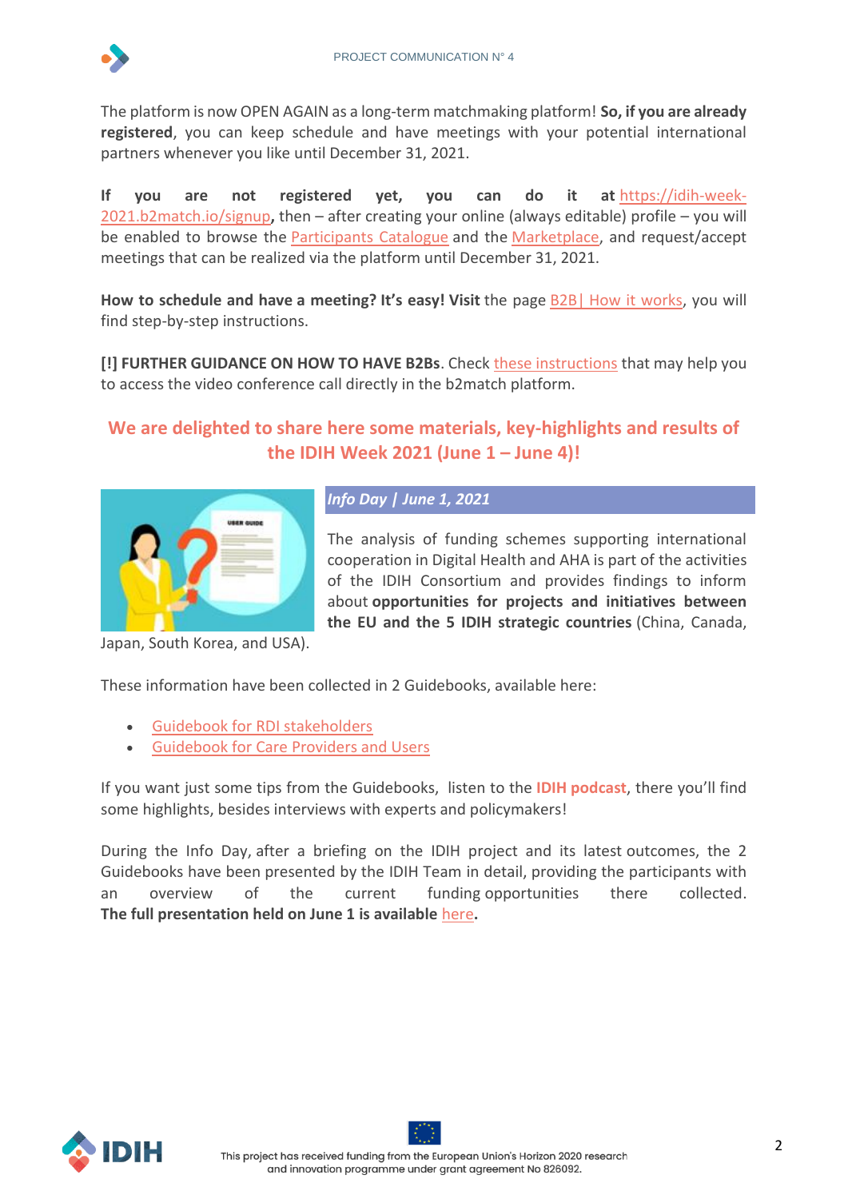The platform is now OPEN AGAIN as a long-term matchmaking platform! **So, if you are already registered**, you can keep schedule and have meetings with your potential international partners whenever you like until December 31, 2021.

**If you are not registered yet, you can do it at** https://idih-week-2021.b2match.io/signup**,** then – after creating your online (always editable) profile – you will be enabled to browse the Participants Catalogue and the Marketplace, and request/accept meetings that can be realized via the platform until December 31, 2021.

**How to schedule and have a meeting? It's easy! Visit** the page B2B| How it works, you will find step-by-step instructions.

**[!] FURTHER GUIDANCE ON HOW TO HAVE B2Bs**. Check these instructions that may help you to access the video conference call directly in the b2match platform.

## We are delighted to share here some materials, key-highlights and results of the IDIH Week 2021 (June 1 – June 4)!

### *Info Day | June 1, 2021*

The analysis of funding schemes supporting international cooperation in Digital Health and AHA is part of the activities of the IDIH Consortium and provides findings to inform about **opportunities for projects and initiatives between the EU and the 5 IDIH strategic countries** (China, Canada, Japan, South Korea, and USA).

These information have been collected in 2 Guidebooks, available here:

- Guidebook for RDI stakeholders
- Guidebook for Care Providers and Users

If you want just some tips from the Guidebooks, listen to the **IDIH podcast**, there you'll find some highlights, besides interviews with experts and policymakers!

During the Info Day, after a briefing on the IDIH project and its latest outcomes, the 2 Guidebooks have been presented by the IDIH Team in detail, providing the participants with an overview of the current funding opportunities there collected. **The full presentation held on June 1 is available** here**.**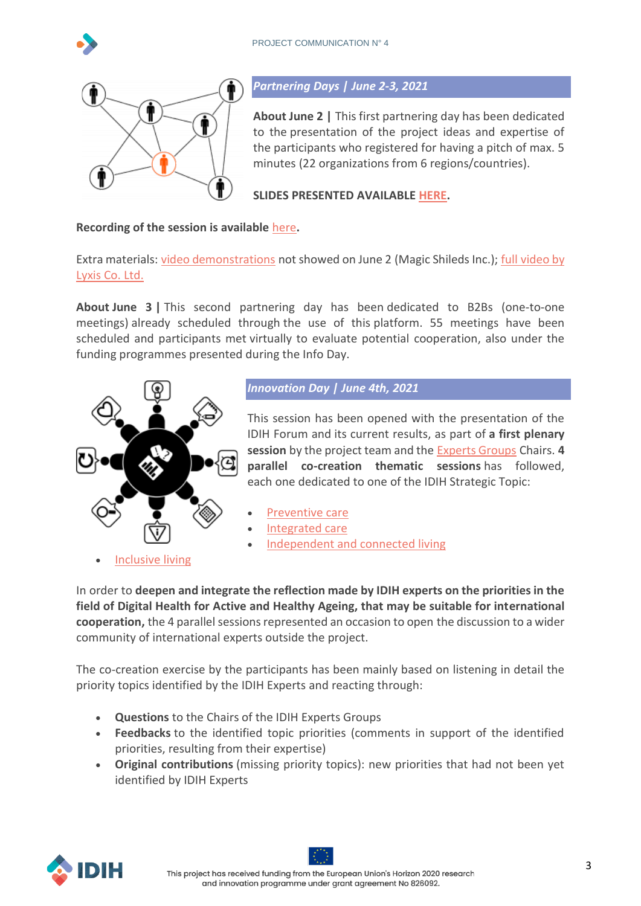## *Partnering Days | June 2-3, 2021*

**About June 2 |** This first partnering day has been dedicated to the presentation of the project ideas and expertise of the participants who registered for having a pitch of max. 5 minutes (22 organizations from 6 regions/countries).

**SLIDES PRESENTED AVAILABLE HERE.**

**Recording of the session is available here.**

Extra materials: video demonstrations not showed on June 2 (Magic Shileds Inc.); full video by Lyxis Co. Ltd.

**About June 3 |** This second partnering day has been dedicated to B2Bs (one-to-one meetings) already scheduled through the use of this platform. 55 meetings have been scheduled and participants met virtually to evaluate potential cooperation, also under the funding programmes presented during the Info Day.

## *Innovation Day | June 4th, 2021*

This session has been opened with the presentation of the IDIH Forum and its current results, as part of **a first plenary session** by the project team and the Experts Groups Chairs. **4 parallel co-creation thematic sessions** has followed, each one dedicated to one of the IDIH Strategic Topic:

- Preventive care
- Integrated care
- Independent and connected living
- Inclusive living

In order to **deepen and integrate the reflection made by IDIH experts on the priorities in the field of Digital Health for Active and Healthy Ageing, that may be suitable for international cooperation,** the 4 parallel sessions represented an occasion to open the discussion to a wider community of international experts outside the project.

The co-creation exercise by the participants has been mainly based on listening in detail the priority topics identified by the IDIH Experts and reacting through:

- **Questions** to the Chairs of the IDIH Experts Groups
- **Feedbacks** to the identified topic priorities (comments in support of the identified priorities, resulting from their expertise)
- **Original contributions** (missing priority topics): new priorities that had not been yet identified by IDIH Experts

This project has received funding from the European Union's Horizon 2020 research and innovation programme under grant agreement No 826092.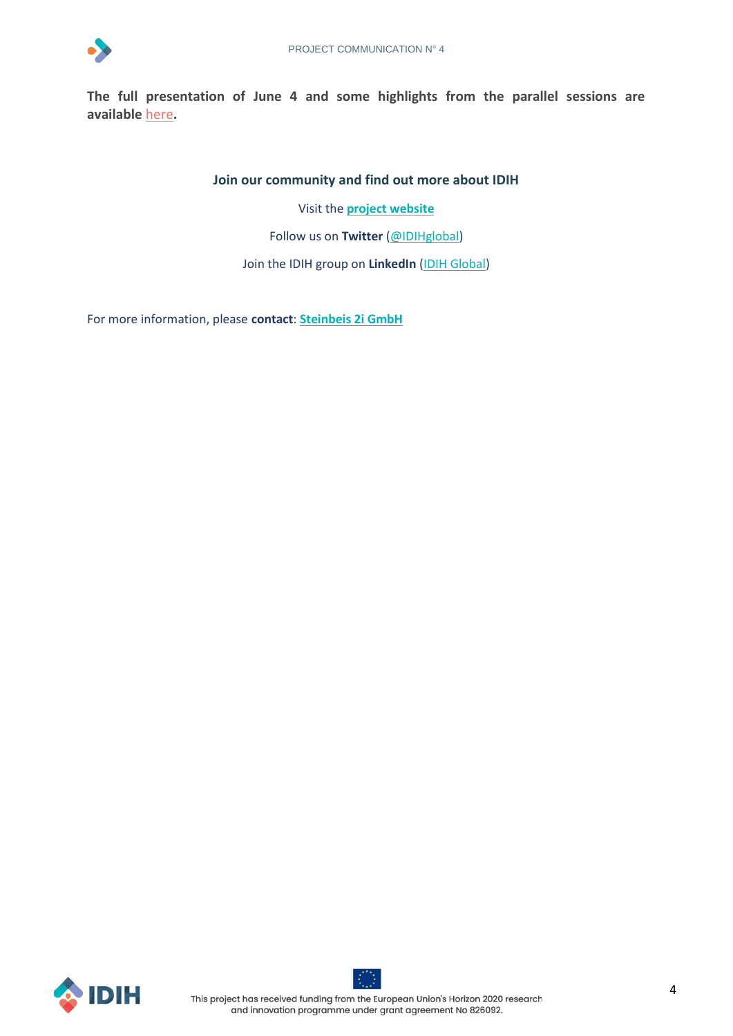**The full presentation of June 4 and some highlights from the parallel sessions are available here.**

**Join our community and find out more about IDIH**

Visit the **project website**

Follow us on **Twitter** (@IDIHglobal)

Join the IDIH group on **LinkedIn** (IDIH Global)

For more information, please **contact**: **Steinbeis 2i GmbH**

This project has received funding from the European Union's Horizon 2020 research and innovation programme under grant agreement No 826092.